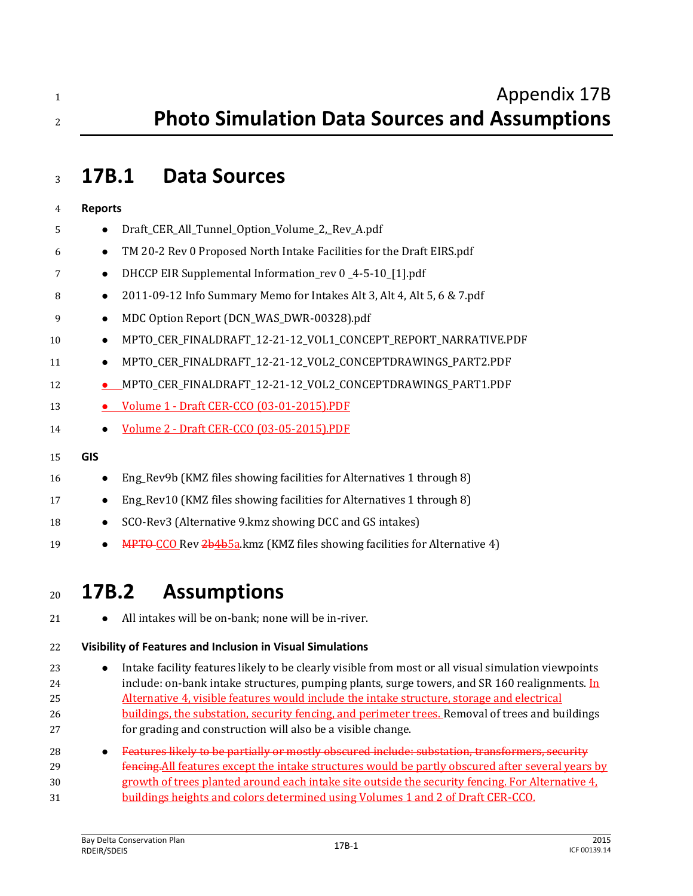# Appendix 17B
# Photo Simulation Data Sources and Assumptions

## 17B.1 Data Sources

**Reports**

- Draft_CER_All_Tunnel_Option_Volume_2,_Rev_A.pdf
- TM 20-2 Rev 0 Proposed North Intake Facilities for the Draft EIRS.pdf
- DHCCP EIR Supplemental Information_rev 0 _4-5-10_[1].pdf
- 2011-09-12 Info Summary Memo for Intakes Alt 3, Alt 4, Alt 5, 6 & 7.pdf
- MDC Option Report (DCN_WAS_DWR-00328).pdf
- MPTO_CER_FINALDRAFT_12-21-12_VOL1_CONCEPT_REPORT_NARRATIVE.PDF
- MPTO_CER_FINALDRAFT_12-21-12_VOL2_CONCEPTDRAWINGS_PART2.PDF
- MPTO_CER_FINALDRAFT_12-21-12_VOL2_CONCEPTDRAWINGS_PART1.PDF
- Volume 1 - Draft CER-CCO (03-01-2015).PDF
- Volume 2 - Draft CER-CCO (03-05-2015).PDF

**GIS**

- Eng_Rev9b (KMZ files showing facilities for Alternatives 1 through 8)
- Eng_Rev10 (KMZ files showing facilities for Alternatives 1 through 8)
- SCO-Rev3 (Alternative 9.kmz showing DCC and GS intakes)
- ~~MPTO~~ CCO Rev ~~2b~~4b5a.kmz (KMZ files showing facilities for Alternative 4)

## 17B.2 Assumptions

- All intakes will be on-bank; none will be in-river.

**Visibility of Features and Inclusion in Visual Simulations**

- Intake facility features likely to be clearly visible from most or all visual simulation viewpoints include: on-bank intake structures, pumping plants, surge towers, and SR 160 realignments. In Alternative 4, visible features would include the intake structure, storage and electrical buildings, the substation, security fencing, and perimeter trees. Removal of trees and buildings for grading and construction will also be a visible change.
- ~~Features likely to be partially or mostly obscured include: substation, transformers, security fencing.~~All features except the intake structures would be partly obscured after several years by growth of trees planted around each intake site outside the security fencing. For Alternative 4, buildings heights and colors determined using Volumes 1 and 2 of Draft CER-CCO.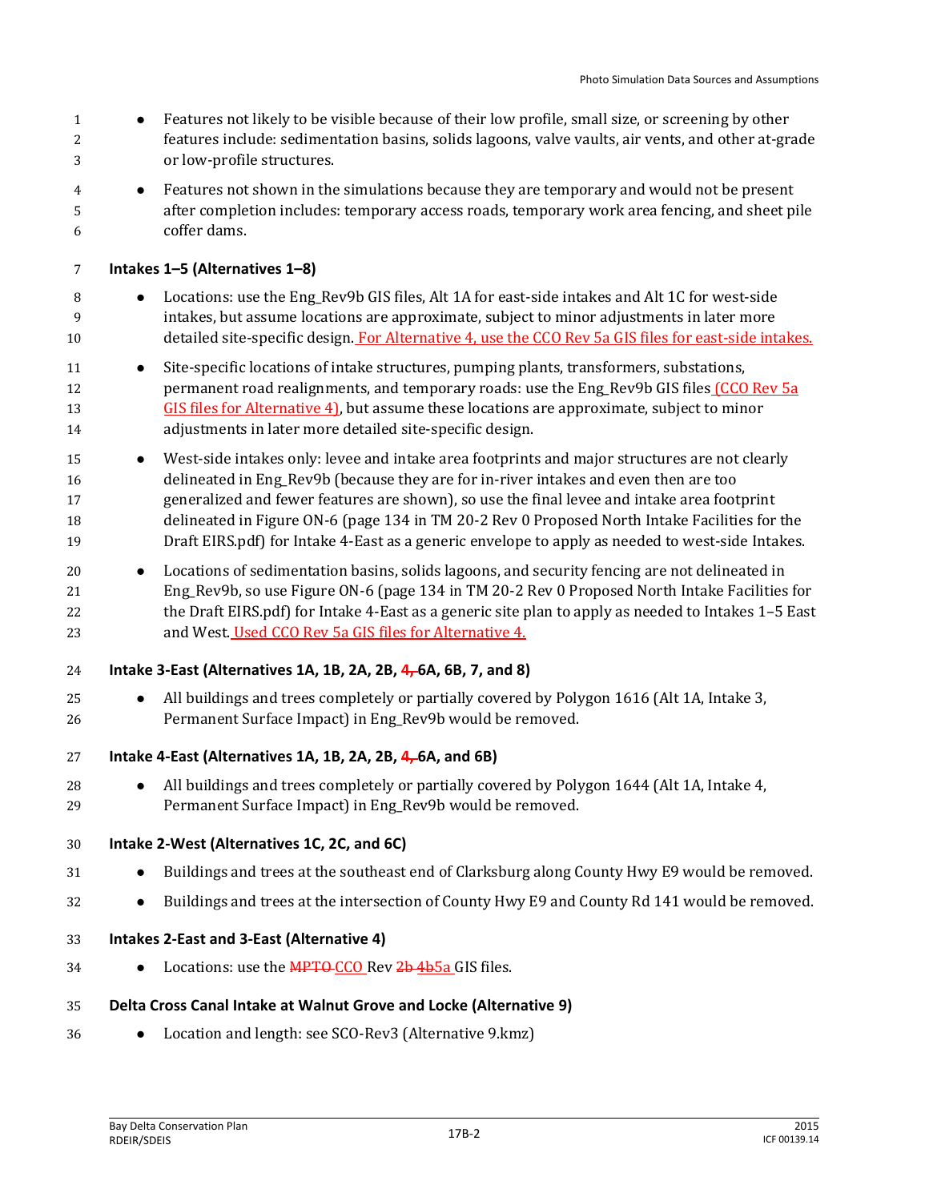- Features not likely to be visible because of their low profile, small size, or screening by other features include: sedimentation basins, solids lagoons, valve vaults, air vents, and other at-grade or low-profile structures.
- Features not shown in the simulations because they are temporary and would not be present after completion includes: temporary access roads, temporary work area fencing, and sheet pile coffer dams.

**Intakes 1–5 (Alternatives 1–8)**

- Locations: use the Eng_Rev9b GIS files, Alt 1A for east-side intakes and Alt 1C for west-side intakes, but assume locations are approximate, subject to minor adjustments in later more detailed site-specific design. For Alternative 4, use the CCO Rev 5a GIS files for east-side intakes.
- Site-specific locations of intake structures, pumping plants, transformers, substations, permanent road realignments, and temporary roads: use the Eng_Rev9b GIS files (CCO Rev 5a GIS files for Alternative 4), but assume these locations are approximate, subject to minor adjustments in later more detailed site-specific design.
- West-side intakes only: levee and intake area footprints and major structures are not clearly delineated in Eng_Rev9b (because they are for in-river intakes and even then are too generalized and fewer features are shown), so use the final levee and intake area footprint delineated in Figure ON-6 (page 134 in TM 20-2 Rev 0 Proposed North Intake Facilities for the Draft EIRS.pdf) for Intake 4-East as a generic envelope to apply as needed to west-side Intakes.
- Locations of sedimentation basins, solids lagoons, and security fencing are not delineated in Eng_Rev9b, so use Figure ON-6 (page 134 in TM 20-2 Rev 0 Proposed North Intake Facilities for the Draft EIRS.pdf) for Intake 4-East as a generic site plan to apply as needed to Intakes 1–5 East and West. Used CCO Rev 5a GIS files for Alternative 4.

**Intake 3-East (Alternatives 1A, 1B, 2A, 2B, ~~4,~~ 6A, 6B, 7, and 8)**

- All buildings and trees completely or partially covered by Polygon 1616 (Alt 1A, Intake 3, Permanent Surface Impact) in Eng_Rev9b would be removed.

**Intake 4-East (Alternatives 1A, 1B, 2A, 2B, ~~4,~~ 6A, and 6B)**

- All buildings and trees completely or partially covered by Polygon 1644 (Alt 1A, Intake 4, Permanent Surface Impact) in Eng_Rev9b would be removed.

**Intake 2-West (Alternatives 1C, 2C, and 6C)**

- Buildings and trees at the southeast end of Clarksburg along County Hwy E9 would be removed.
- Buildings and trees at the intersection of County Hwy E9 and County Rd 141 would be removed.

**Intakes 2-East and 3-East (Alternative 4)**

- Locations: use the ~~MPTO~~ CCO Rev ~~2b~~ ~~4b~~5a GIS files.

**Delta Cross Canal Intake at Walnut Grove and Locke (Alternative 9)**

- Location and length: see SCO-Rev3 (Alternative 9.kmz)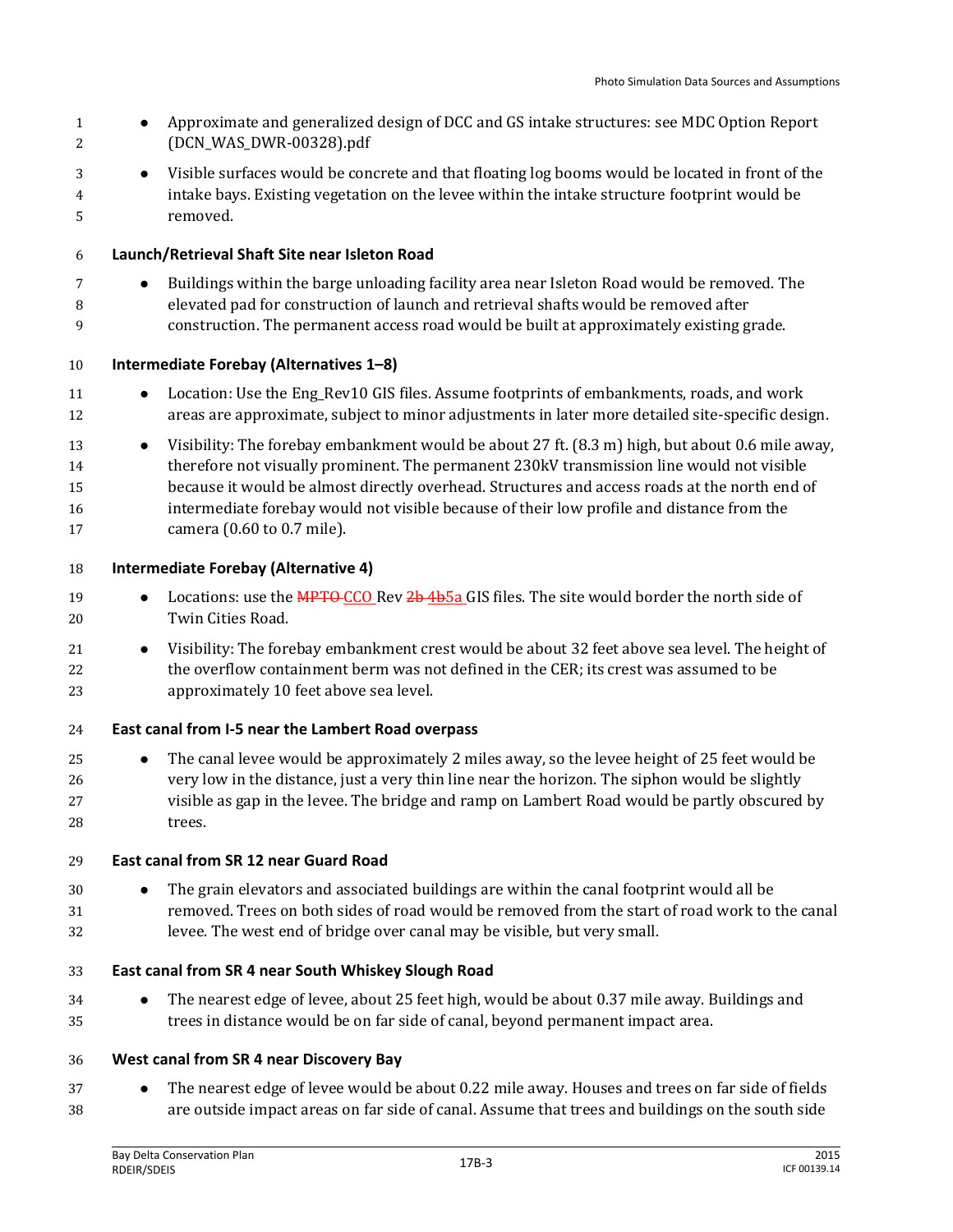- Approximate and generalized design of DCC and GS intake structures: see MDC Option Report (DCN_WAS_DWR-00328).pdf
- Visible surfaces would be concrete and that floating log booms would be located in front of the intake bays. Existing vegetation on the levee within the intake structure footprint would be removed.

**Launch/Retrieval Shaft Site near Isleton Road**

- Buildings within the barge unloading facility area near Isleton Road would be removed. The elevated pad for construction of launch and retrieval shafts would be removed after construction. The permanent access road would be built at approximately existing grade.

**Intermediate Forebay (Alternatives 1–8)**

- Location: Use the Eng_Rev10 GIS files. Assume footprints of embankments, roads, and work areas are approximate, subject to minor adjustments in later more detailed site-specific design.
- Visibility: The forebay embankment would be about 27 ft. (8.3 m) high, but about 0.6 mile away, therefore not visually prominent. The permanent 230kV transmission line would not visible because it would be almost directly overhead. Structures and access roads at the north end of intermediate forebay would not visible because of their low profile and distance from the camera (0.60 to 0.7 mile).

**Intermediate Forebay (Alternative 4)**

- Locations: use the ~~MPTO~~ CCO Rev ~~2b~~ 4b5a GIS files. The site would border the north side of Twin Cities Road.
- Visibility: The forebay embankment crest would be about 32 feet above sea level. The height of the overflow containment berm was not defined in the CER; its crest was assumed to be approximately 10 feet above sea level.

**East canal from I-5 near the Lambert Road overpass**

- The canal levee would be approximately 2 miles away, so the levee height of 25 feet would be very low in the distance, just a very thin line near the horizon. The siphon would be slightly visible as gap in the levee. The bridge and ramp on Lambert Road would be partly obscured by trees.

**East canal from SR 12 near Guard Road**

- The grain elevators and associated buildings are within the canal footprint would all be removed. Trees on both sides of road would be removed from the start of road work to the canal levee. The west end of bridge over canal may be visible, but very small.

**East canal from SR 4 near South Whiskey Slough Road**

- The nearest edge of levee, about 25 feet high, would be about 0.37 mile away. Buildings and trees in distance would be on far side of canal, beyond permanent impact area.

**West canal from SR 4 near Discovery Bay**

- The nearest edge of levee would be about 0.22 mile away. Houses and trees on far side of fields are outside impact areas on far side of canal. Assume that trees and buildings on the south side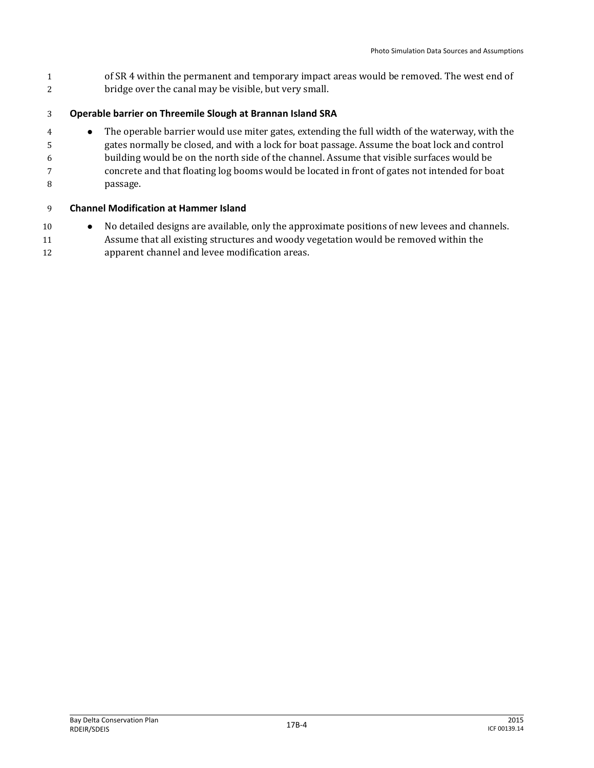of SR 4 within the permanent and temporary impact areas would be removed. The west end of bridge over the canal may be visible, but very small.

**Operable barrier on Threemile Slough at Brannan Island SRA**

- The operable barrier would use miter gates, extending the full width of the waterway, with the gates normally be closed, and with a lock for boat passage. Assume the boat lock and control building would be on the north side of the channel. Assume that visible surfaces would be concrete and that floating log booms would be located in front of gates not intended for boat passage.

**Channel Modification at Hammer Island**

- No detailed designs are available, only the approximate positions of new levees and channels. Assume that all existing structures and woody vegetation would be removed within the apparent channel and levee modification areas.